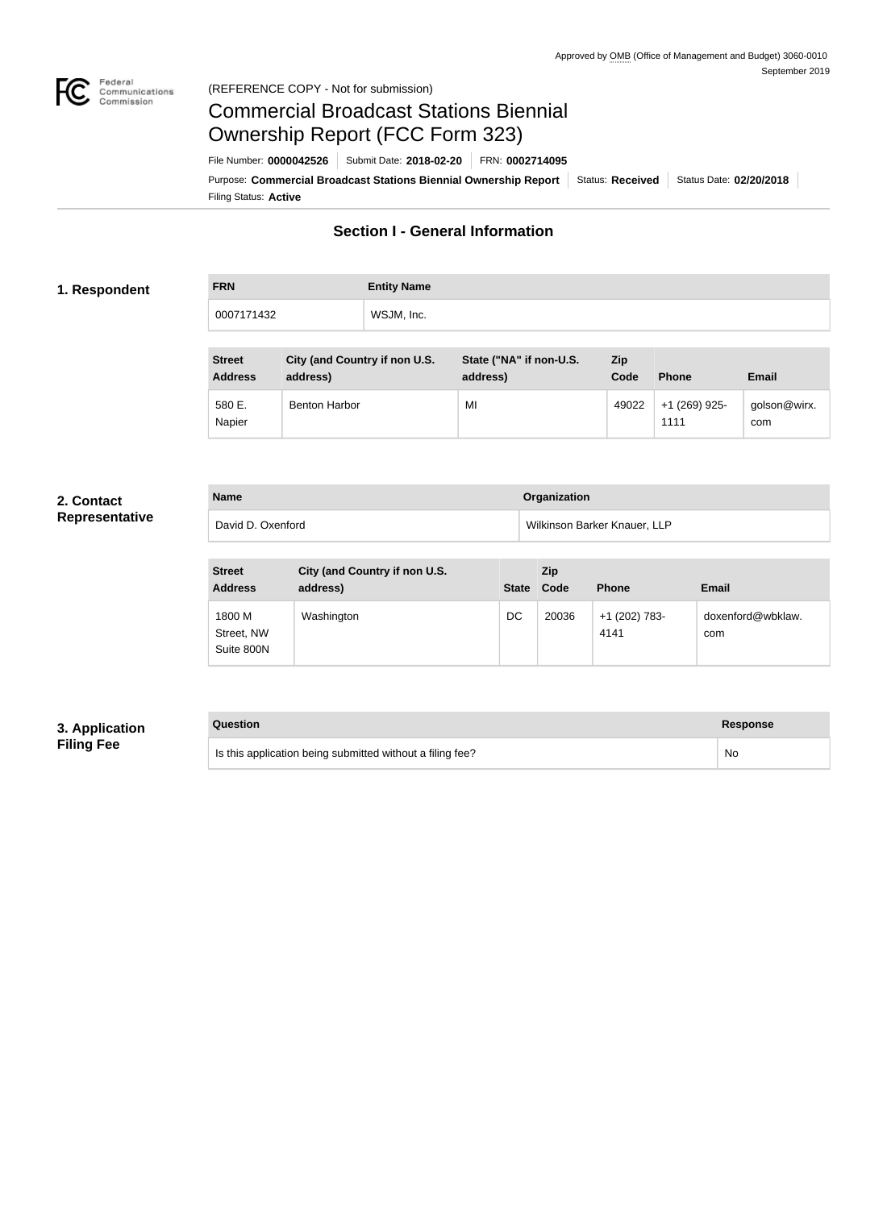Approved by OMB (Office of Management and Budget) 3060-0010
September 2019

(REFERENCE COPY - Not for submission)

# Commercial Broadcast Stations Biennial Ownership Report (FCC Form 323)

File Number: **0000042526** | Submit Date: **2018-02-20** | FRN: **0002714095**

Purpose: **Commercial Broadcast Stations Biennial Ownership Report** | Status: **Received** | Status Date: **02/20/2018**

Filing Status: **Active**

## Section I - General Information

### 1. Respondent

| FRN | Entity Name |
|---|---|
| 0007171432 | WSJM, Inc. |

| Street Address | City (and Country if non U.S. address) | State ("NA" if non-U.S. address) | Zip Code | Phone | Email |
|---|---|---|---|---|---|
| 580 E. Napier | Benton Harbor | MI | 49022 | +1 (269) 925-1111 | golson@wirx.com |

### 2. Contact Representative

| Name | Organization |
|---|---|
| David D. Oxenford | Wilkinson Barker Knauer, LLP |

| Street Address | City (and Country if non U.S. address) | State | Zip Code | Phone | Email |
|---|---|---|---|---|---|
| 1800 M Street, NW Suite 800N | Washington | DC | 20036 | +1 (202) 783-4141 | doxenford@wbklaw.com |

### 3. Application Filing Fee

| Question | Response |
|---|---|
| Is this application being submitted without a filing fee? | No |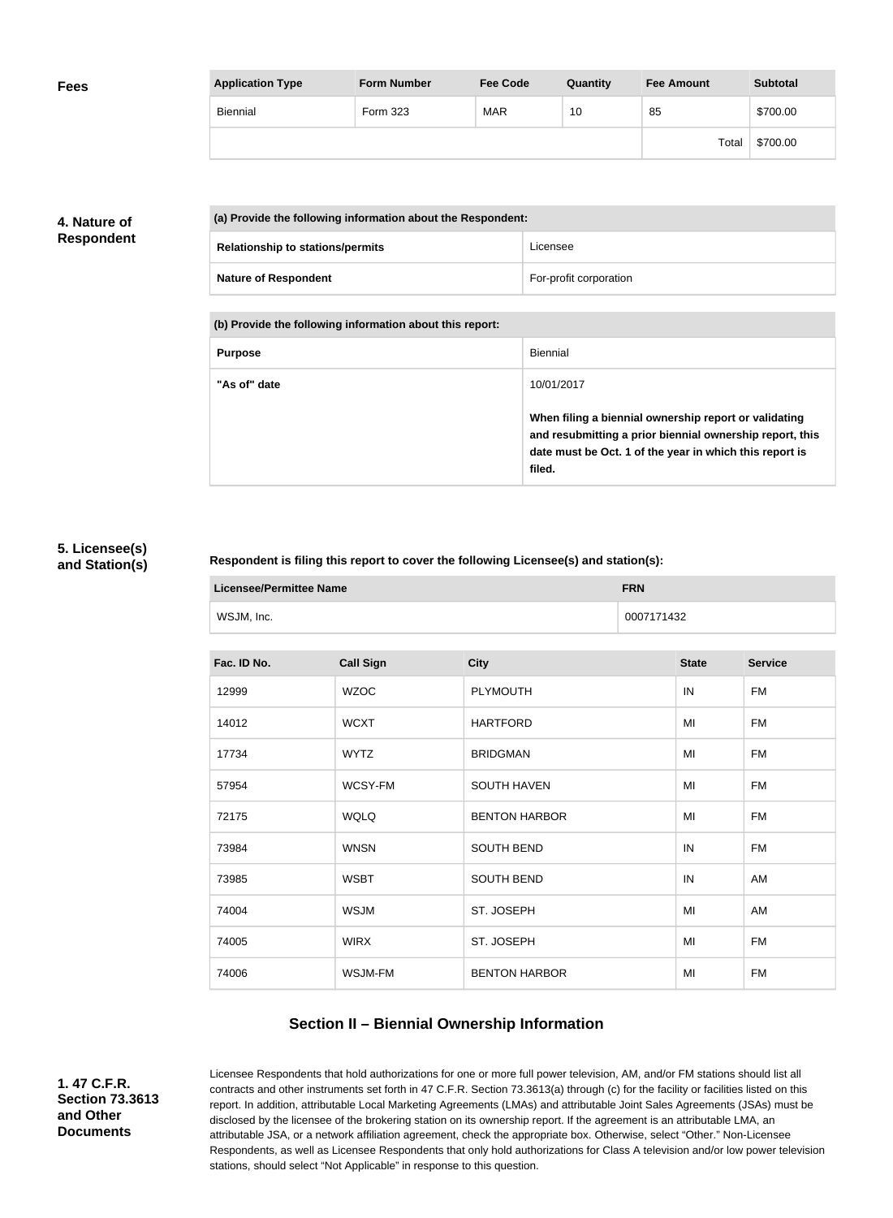## Fees

| Application Type | Form Number | Fee Code | Quantity | Fee Amount | Subtotal |
|---|---|---|---|---|---|
| Biennial | Form 323 | MAR | 10 | 85 | $700.00 |
| | | | | Total | $700.00 |

## 4. Nature of Respondent

| (a) Provide the following information about the Respondent: | |
|---|---|
| Relationship to stations/permits | Licensee |
| Nature of Respondent | For-profit corporation |

| (b) Provide the following information about this report: | |
|---|---|
| Purpose | Biennial |
| "As of" date | 10/01/2017<br><br>**When filing a biennial ownership report or validating and resubmitting a prior biennial ownership report, this date must be Oct. 1 of the year in which this report is filed.** |

## 5. Licensee(s) and Station(s)

**Respondent is filing this report to cover the following Licensee(s) and station(s):**

| Licensee/Permittee Name | FRN |
|---|---|
| WSJM, Inc. | 0007171432 |

| Fac. ID No. | Call Sign | City | State | Service |
|---|---|---|---|---|
| 12999 | WZOC | PLYMOUTH | IN | FM |
| 14012 | WCXT | HARTFORD | MI | FM |
| 17734 | WYTZ | BRIDGMAN | MI | FM |
| 57954 | WCSY-FM | SOUTH HAVEN | MI | FM |
| 72175 | WQLQ | BENTON HARBOR | MI | FM |
| 73984 | WNSN | SOUTH BEND | IN | FM |
| 73985 | WSBT | SOUTH BEND | IN | AM |
| 74004 | WSJM | ST. JOSEPH | MI | AM |
| 74005 | WIRX | ST. JOSEPH | MI | FM |
| 74006 | WSJM-FM | BENTON HARBOR | MI | FM |

# Section II – Biennial Ownership Information

## 1. 47 C.F.R. Section 73.3613 and Other Documents

Licensee Respondents that hold authorizations for one or more full power television, AM, and/or FM stations should list all contracts and other instruments set forth in 47 C.F.R. Section 73.3613(a) through (c) for the facility or facilities listed on this report. In addition, attributable Local Marketing Agreements (LMAs) and attributable Joint Sales Agreements (JSAs) must be disclosed by the licensee of the brokering station on its ownership report. If the agreement is an attributable LMA, an attributable JSA, or a network affiliation agreement, check the appropriate box. Otherwise, select "Other." Non-Licensee Respondents, as well as Licensee Respondents that only hold authorizations for Class A television and/or low power television stations, should select "Not Applicable" in response to this question.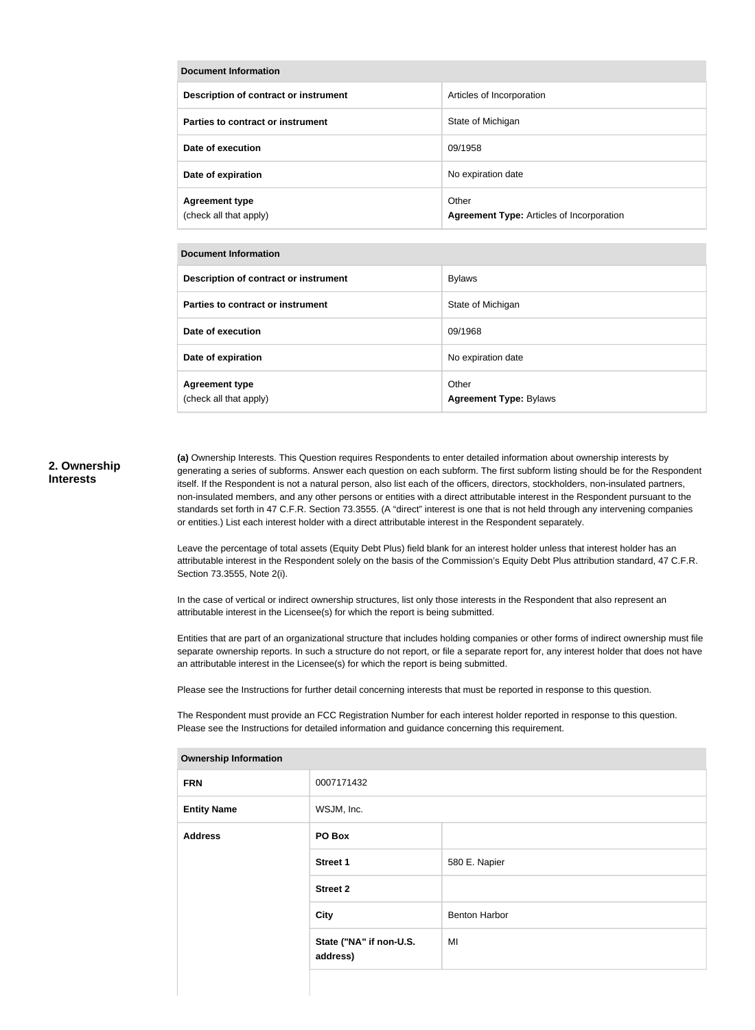| Document Information | |
|---|---|
| **Description of contract or instrument** | Articles of Incorporation |
| **Parties to contract or instrument** | State of Michigan |
| **Date of execution** | 09/1958 |
| **Date of expiration** | No expiration date |
| **Agreement type** (check all that apply) | Other **Agreement Type:** Articles of Incorporation |

| Document Information | |
|---|---|
| **Description of contract or instrument** | Bylaws |
| **Parties to contract or instrument** | State of Michigan |
| **Date of execution** | 09/1968 |
| **Date of expiration** | No expiration date |
| **Agreement type** (check all that apply) | Other **Agreement Type:** Bylaws |

## 2. Ownership Interests

**(a)** Ownership Interests. This Question requires Respondents to enter detailed information about ownership interests by generating a series of subforms. Answer each question on each subform. The first subform listing should be for the Respondent itself. If the Respondent is not a natural person, also list each of the officers, directors, stockholders, non-insulated partners, non-insulated members, and any other persons or entities with a direct attributable interest in the Respondent pursuant to the standards set forth in 47 C.F.R. Section 73.3555. (A "direct" interest is one that is not held through any intervening companies or entities.) List each interest holder with a direct attributable interest in the Respondent separately.

Leave the percentage of total assets (Equity Debt Plus) field blank for an interest holder unless that interest holder has an attributable interest in the Respondent solely on the basis of the Commission's Equity Debt Plus attribution standard, 47 C.F.R. Section 73.3555, Note 2(i).

In the case of vertical or indirect ownership structures, list only those interests in the Respondent that also represent an attributable interest in the Licensee(s) for which the report is being submitted.

Entities that are part of an organizational structure that includes holding companies or other forms of indirect ownership must file separate ownership reports. In such a structure do not report, or file a separate report for, any interest holder that does not have an attributable interest in the Licensee(s) for which the report is being submitted.

Please see the Instructions for further detail concerning interests that must be reported in response to this question.

The Respondent must provide an FCC Registration Number for each interest holder reported in response to this question. Please see the Instructions for detailed information and guidance concerning this requirement.

| Ownership Information | | |
|---|---|---|
| **FRN** | 0007171432 | |
| **Entity Name** | WSJM, Inc. | |
| **Address** | **PO Box** | |
| | **Street 1** | 580 E. Napier |
| | **Street 2** | |
| | **City** | Benton Harbor |
| | **State ("NA" if non-U.S. address)** | MI |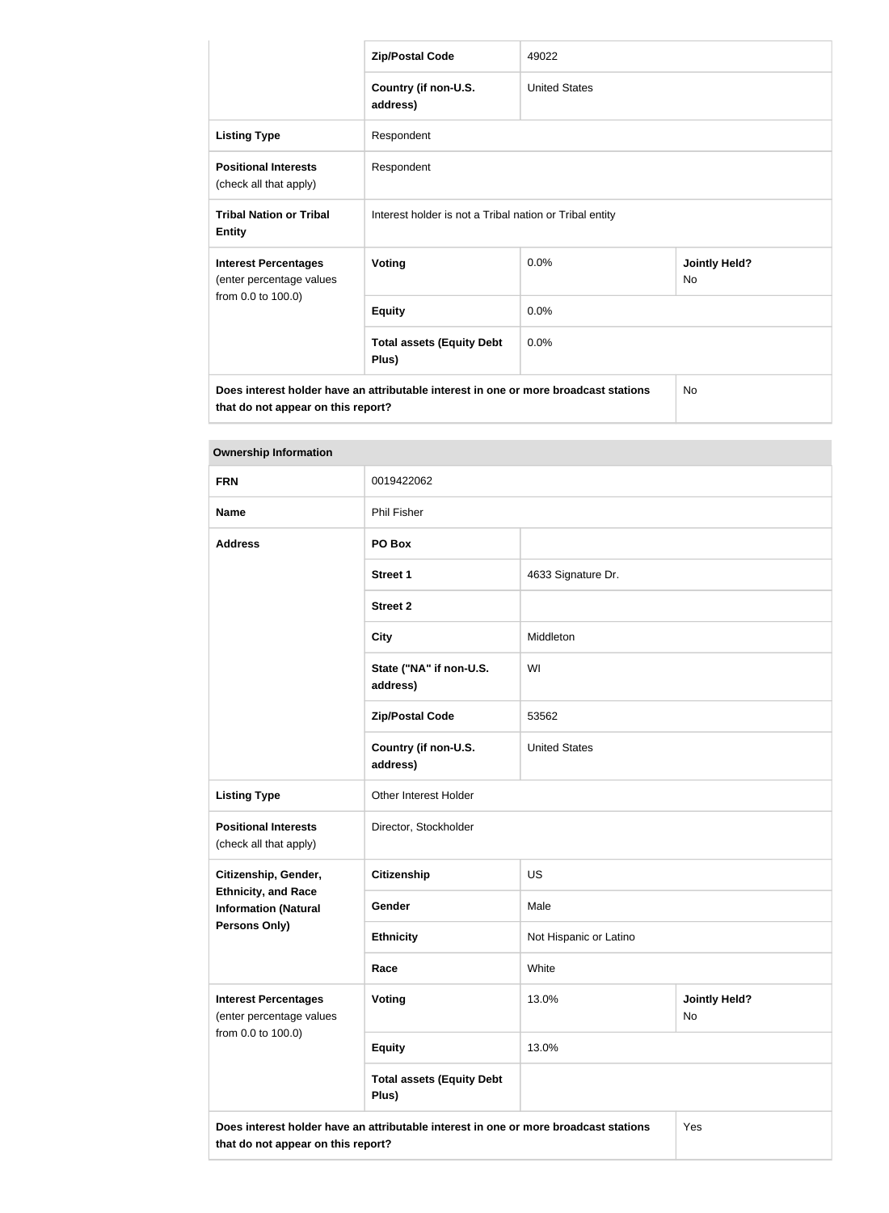| | | | |
|---|---|---|---|
| | **Zip/Postal Code** | 49022 | |
| | **Country (if non-U.S. address)** | United States | |
| **Listing Type** | Respondent | | |
| **Positional Interests** (check all that apply) | Respondent | | |
| **Tribal Nation or Tribal Entity** | Interest holder is not a Tribal nation or Tribal entity | | |
| **Interest Percentages** (enter percentage values from 0.0 to 100.0) | **Voting** | 0.0% | **Jointly Held?** No |
| | **Equity** | 0.0% | |
| | **Total assets (Equity Debt Plus)** | 0.0% | |
| **Does interest holder have an attributable interest in one or more broadcast stations that do not appear on this report?** | | | No |

| **Ownership Information** | | | |
|---|---|---|---|
| **FRN** | 0019422062 | | |
| **Name** | Phil Fisher | | |
| **Address** | **PO Box** | | |
| | **Street 1** | 4633 Signature Dr. | |
| | **Street 2** | | |
| | **City** | Middleton | |
| | **State ("NA" if non-U.S. address)** | WI | |
| | **Zip/Postal Code** | 53562 | |
| | **Country (if non-U.S. address)** | United States | |
| **Listing Type** | Other Interest Holder | | |
| **Positional Interests** (check all that apply) | Director, Stockholder | | |
| **Citizenship, Gender, Ethnicity, and Race Information (Natural Persons Only)** | **Citizenship** | US | |
| | **Gender** | Male | |
| | **Ethnicity** | Not Hispanic or Latino | |
| | **Race** | White | |
| **Interest Percentages** (enter percentage values from 0.0 to 100.0) | **Voting** | 13.0% | **Jointly Held?** No |
| | **Equity** | 13.0% | |
| | **Total assets (Equity Debt Plus)** | | |
| **Does interest holder have an attributable interest in one or more broadcast stations that do not appear on this report?** | | | Yes |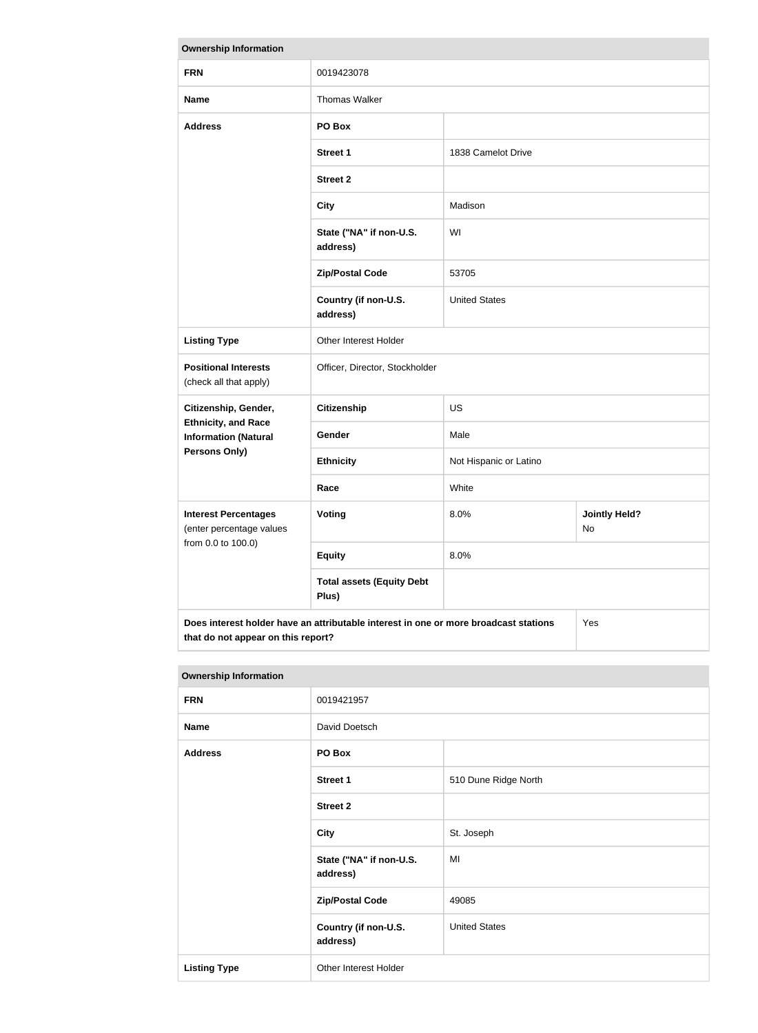| Ownership Information | | | |
|---|---|---|---|
| **FRN** | 0019423078 | | |
| **Name** | Thomas Walker | | |
| **Address** | **PO Box** | | |
| | **Street 1** | 1838 Camelot Drive | |
| | **Street 2** | | |
| | **City** | Madison | |
| | **State ("NA" if non-U.S. address)** | WI | |
| | **Zip/Postal Code** | 53705 | |
| | **Country (if non-U.S. address)** | United States | |
| **Listing Type** | Other Interest Holder | | |
| **Positional Interests** (check all that apply) | Officer, Director, Stockholder | | |
| **Citizenship, Gender, Ethnicity, and Race Information (Natural Persons Only)** | **Citizenship** | US | |
| | **Gender** | Male | |
| | **Ethnicity** | Not Hispanic or Latino | |
| | **Race** | White | |
| **Interest Percentages** (enter percentage values from 0.0 to 100.0) | **Voting** | 8.0% | **Jointly Held?** No |
| | **Equity** | 8.0% | |
| | **Total assets (Equity Debt Plus)** | | |
| **Does interest holder have an attributable interest in one or more broadcast stations that do not appear on this report?** | | | Yes |

| Ownership Information | | |
|---|---|---|
| **FRN** | 0019421957 | |
| **Name** | David Doetsch | |
| **Address** | **PO Box** | |
| | **Street 1** | 510 Dune Ridge North |
| | **Street 2** | |
| | **City** | St. Joseph |
| | **State ("NA" if non-U.S. address)** | MI |
| | **Zip/Postal Code** | 49085 |
| | **Country (if non-U.S. address)** | United States |
| **Listing Type** | Other Interest Holder | |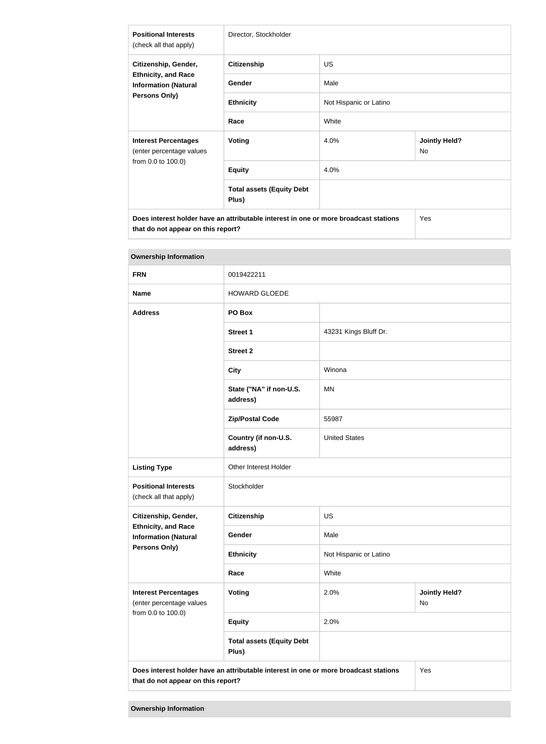| | | | |
|---|---|---|---|
| **Positional Interests** (check all that apply) | Director, Stockholder | | |
| **Citizenship, Gender, Ethnicity, and Race Information (Natural Persons Only)** | **Citizenship** | US | |
| | **Gender** | Male | |
| | **Ethnicity** | Not Hispanic or Latino | |
| | **Race** | White | |
| **Interest Percentages** (enter percentage values from 0.0 to 100.0) | **Voting** | 4.0% | **Jointly Held?** No |
| | **Equity** | 4.0% | |
| | **Total assets (Equity Debt Plus)** | | |
| **Does interest holder have an attributable interest in one or more broadcast stations that do not appear on this report?** | | | Yes |

**Ownership Information**

| | | | |
|---|---|---|---|
| **FRN** | 0019422211 | | |
| **Name** | HOWARD GLOEDE | | |
| **Address** | **PO Box** | | |
| | **Street 1** | 43231 Kings Bluff Dr. | |
| | **Street 2** | | |
| | **City** | Winona | |
| | **State ("NA" if non-U.S. address)** | MN | |
| | **Zip/Postal Code** | 55987 | |
| | **Country (if non-U.S. address)** | United States | |
| **Listing Type** | Other Interest Holder | | |
| **Positional Interests** (check all that apply) | Stockholder | | |
| **Citizenship, Gender, Ethnicity, and Race Information (Natural Persons Only)** | **Citizenship** | US | |
| | **Gender** | Male | |
| | **Ethnicity** | Not Hispanic or Latino | |
| | **Race** | White | |
| **Interest Percentages** (enter percentage values from 0.0 to 100.0) | **Voting** | 2.0% | **Jointly Held?** No |
| | **Equity** | 2.0% | |
| | **Total assets (Equity Debt Plus)** | | |
| **Does interest holder have an attributable interest in one or more broadcast stations that do not appear on this report?** | | | Yes |

**Ownership Information**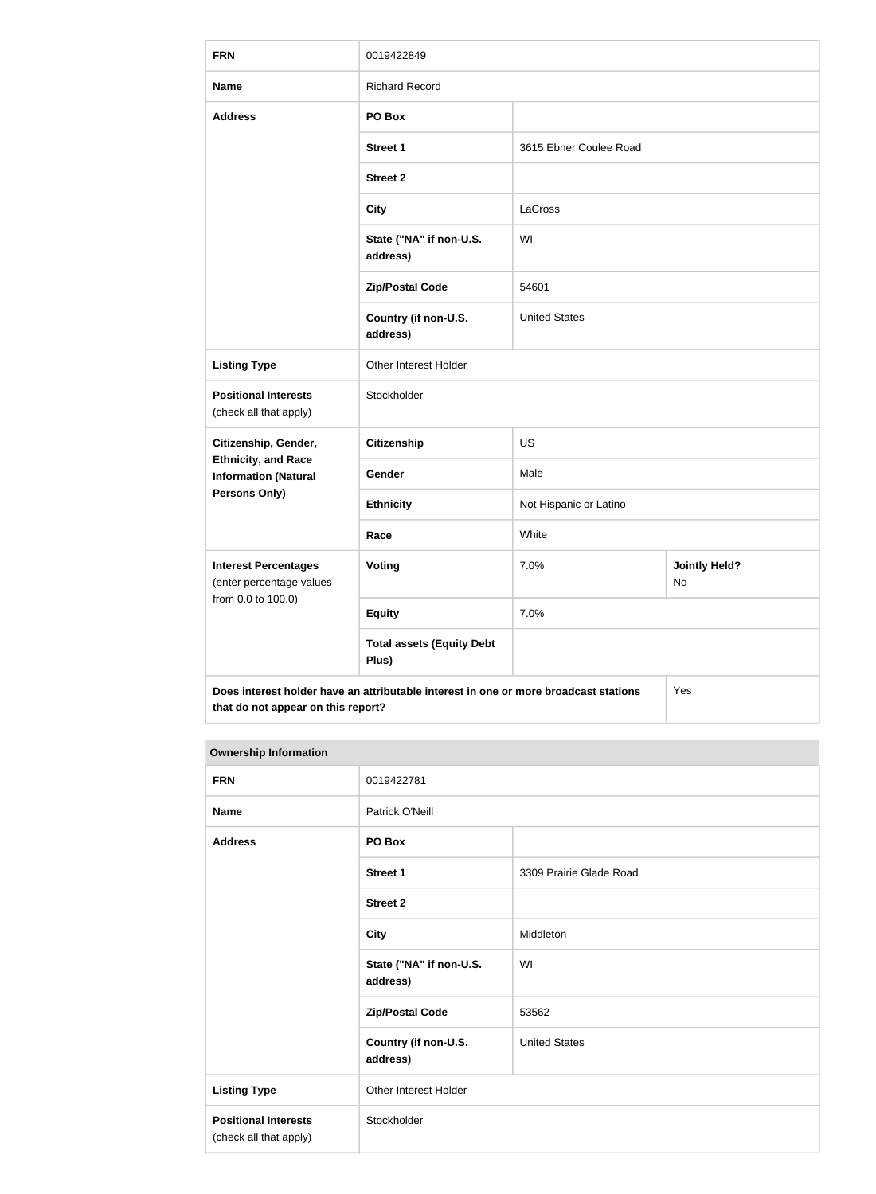| FRN | 0019422849 | |
|---|---|---|
| **Name** | Richard Record | |
| **Address** | **PO Box** | |
| | **Street 1** | 3615 Ebner Coulee Road |
| | **Street 2** | |
| | **City** | LaCross |
| | **State ("NA" if non-U.S. address)** | WI |
| | **Zip/Postal Code** | 54601 |
| | **Country (if non-U.S. address)** | United States |
| **Listing Type** | Other Interest Holder | |
| **Positional Interests** (check all that apply) | Stockholder | |
| **Citizenship, Gender, Ethnicity, and Race Information (Natural Persons Only)** | **Citizenship** | US |
| | **Gender** | Male |
| | **Ethnicity** | Not Hispanic or Latino |
| | **Race** | White |
| **Interest Percentages** (enter percentage values from 0.0 to 100.0) | **Voting** | 7.0% — **Jointly Held?** No |
| | **Equity** | 7.0% |
| | **Total assets (Equity Debt Plus)** | |
| **Does interest holder have an attributable interest in one or more broadcast stations that do not appear on this report?** | Yes | |

**Ownership Information**

| FRN | 0019422781 | |
|---|---|---|
| **Name** | Patrick O'Neill | |
| **Address** | **PO Box** | |
| | **Street 1** | 3309 Prairie Glade Road |
| | **Street 2** | |
| | **City** | Middleton |
| | **State ("NA" if non-U.S. address)** | WI |
| | **Zip/Postal Code** | 53562 |
| | **Country (if non-U.S. address)** | United States |
| **Listing Type** | Other Interest Holder | |
| **Positional Interests** (check all that apply) | Stockholder | |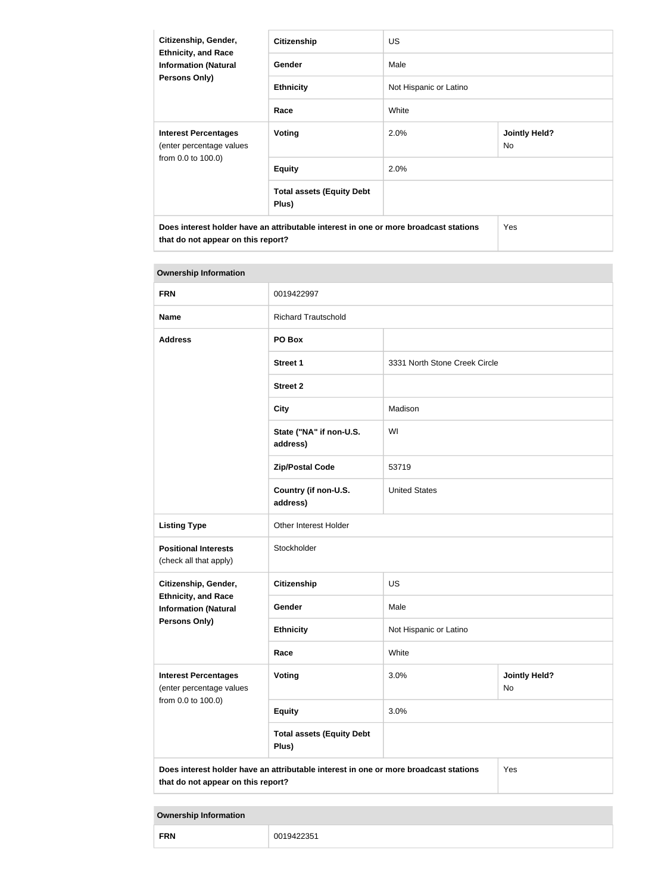| | | | |
|---|---|---|---|
| **Citizenship, Gender, Ethnicity, and Race Information (Natural Persons Only)** | **Citizenship** | US | |
| | **Gender** | Male | |
| | **Ethnicity** | Not Hispanic or Latino | |
| | **Race** | White | |
| **Interest Percentages** (enter percentage values from 0.0 to 100.0) | **Voting** | 2.0% | **Jointly Held?** No |
| | **Equity** | 2.0% | |
| | **Total assets (Equity Debt Plus)** | | |
| **Does interest holder have an attributable interest in one or more broadcast stations that do not appear on this report?** | | | Yes |

| **Ownership Information** | | | |
|---|---|---|---|
| **FRN** | 0019422997 | | |
| **Name** | Richard Trautschold | | |
| **Address** | **PO Box** | | |
| | **Street 1** | 3331 North Stone Creek Circle | |
| | **Street 2** | | |
| | **City** | Madison | |
| | **State ("NA" if non-U.S. address)** | WI | |
| | **Zip/Postal Code** | 53719 | |
| | **Country (if non-U.S. address)** | United States | |
| **Listing Type** | Other Interest Holder | | |
| **Positional Interests** (check all that apply) | Stockholder | | |
| **Citizenship, Gender, Ethnicity, and Race Information (Natural Persons Only)** | **Citizenship** | US | |
| | **Gender** | Male | |
| | **Ethnicity** | Not Hispanic or Latino | |
| | **Race** | White | |
| **Interest Percentages** (enter percentage values from 0.0 to 100.0) | **Voting** | 3.0% | **Jointly Held?** No |
| | **Equity** | 3.0% | |
| | **Total assets (Equity Debt Plus)** | | |
| **Does interest holder have an attributable interest in one or more broadcast stations that do not appear on this report?** | | | Yes |

| **Ownership Information** | |
|---|---|
| **FRN** | 0019422351 |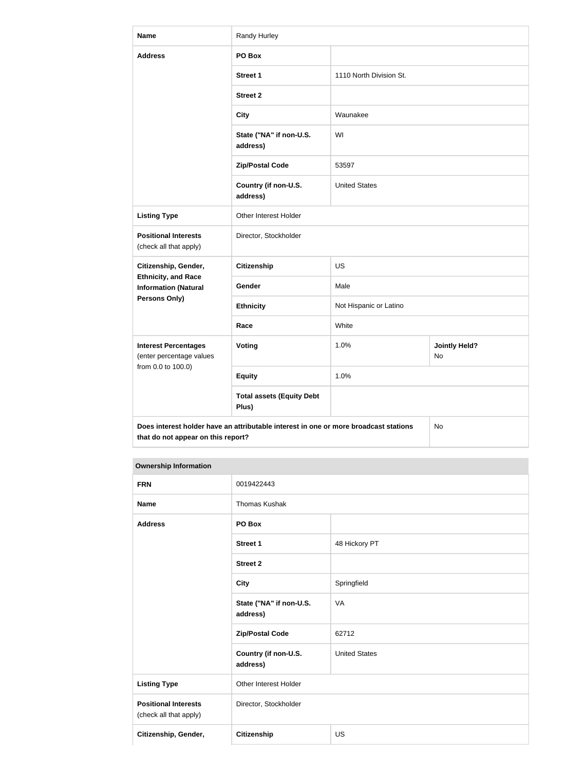| Name | Randy Hurley | | |
|---|---|---|---|
| Address | PO Box | | |
| | Street 1 | 1110 North Division St. | |
| | Street 2 | | |
| | City | Waunakee | |
| | State ("NA" if non-U.S. address) | WI | |
| | Zip/Postal Code | 53597 | |
| | Country (if non-U.S. address) | United States | |
| Listing Type | Other Interest Holder | | |
| Positional Interests (check all that apply) | Director, Stockholder | | |
| Citizenship, Gender, Ethnicity, and Race Information (Natural Persons Only) | Citizenship | US | |
| | Gender | Male | |
| | Ethnicity | Not Hispanic or Latino | |
| | Race | White | |
| Interest Percentages (enter percentage values from 0.0 to 100.0) | Voting | 1.0% | Jointly Held? No |
| | Equity | 1.0% | |
| | Total assets (Equity Debt Plus) | | |
| Does interest holder have an attributable interest in one or more broadcast stations that do not appear on this report? | | | No |

| Ownership Information | | |
|---|---|---|
| FRN | 0019422443 | |
| Name | Thomas Kushak | |
| Address | PO Box | |
| | Street 1 | 48 Hickory PT |
| | Street 2 | |
| | City | Springfield |
| | State ("NA" if non-U.S. address) | VA |
| | Zip/Postal Code | 62712 |
| | Country (if non-U.S. address) | United States |
| Listing Type | Other Interest Holder | |
| Positional Interests (check all that apply) | Director, Stockholder | |
| Citizenship, Gender, | Citizenship | US |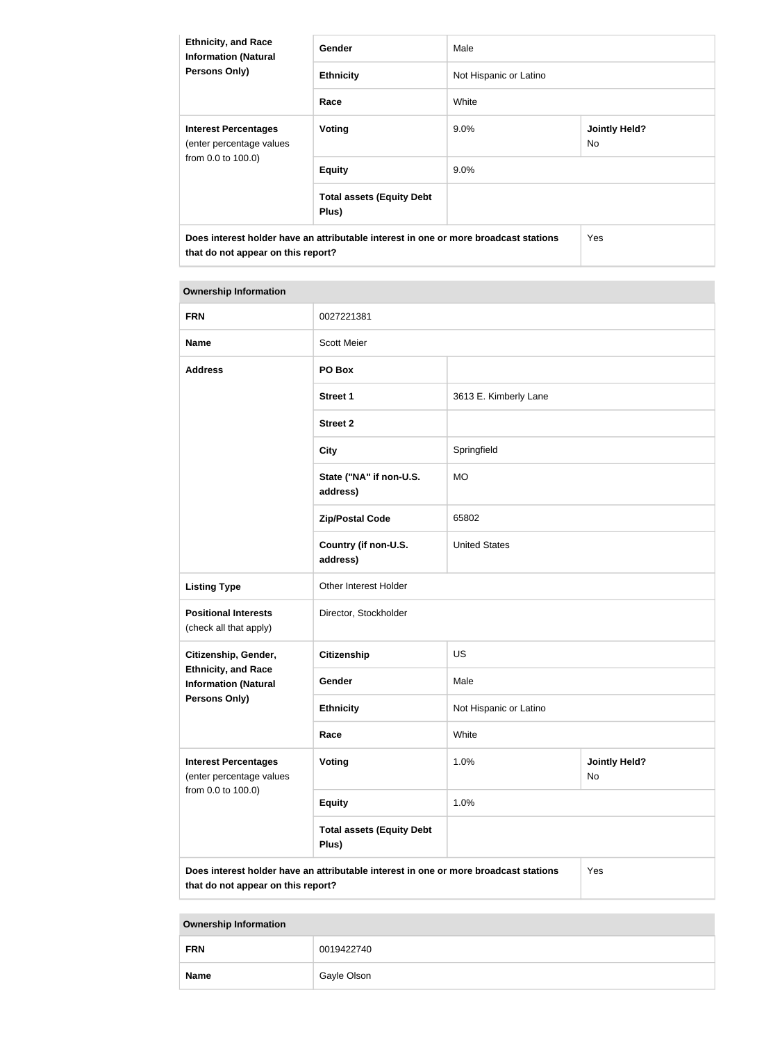| Ethnicity, and Race Information (Natural Persons Only) | Gender | Male | |
|---|---|---|---|
| | Ethnicity | Not Hispanic or Latino | |
| | Race | White | |
| **Interest Percentages** (enter percentage values from 0.0 to 100.0) | **Voting** | 9.0% | **Jointly Held?** No |
| | **Equity** | 9.0% | |
| | **Total assets (Equity Debt Plus)** | | |
| **Does interest holder have an attributable interest in one or more broadcast stations that do not appear on this report?** | | | Yes |

| Ownership Information | | | |
|---|---|---|---|
| **FRN** | 0027221381 | | |
| **Name** | Scott Meier | | |
| **Address** | **PO Box** | | |
| | **Street 1** | 3613 E. Kimberly Lane | |
| | **Street 2** | | |
| | **City** | Springfield | |
| | **State ("NA" if non-U.S. address)** | MO | |
| | **Zip/Postal Code** | 65802 | |
| | **Country (if non-U.S. address)** | United States | |
| **Listing Type** | Other Interest Holder | | |
| **Positional Interests** (check all that apply) | Director, Stockholder | | |
| **Citizenship, Gender, Ethnicity, and Race Information (Natural Persons Only)** | **Citizenship** | US | |
| | **Gender** | Male | |
| | **Ethnicity** | Not Hispanic or Latino | |
| | **Race** | White | |
| **Interest Percentages** (enter percentage values from 0.0 to 100.0) | **Voting** | 1.0% | **Jointly Held?** No |
| | **Equity** | 1.0% | |
| | **Total assets (Equity Debt Plus)** | | |
| **Does interest holder have an attributable interest in one or more broadcast stations that do not appear on this report?** | | | Yes |

| Ownership Information | |
|---|---|
| **FRN** | 0019422740 |
| **Name** | Gayle Olson |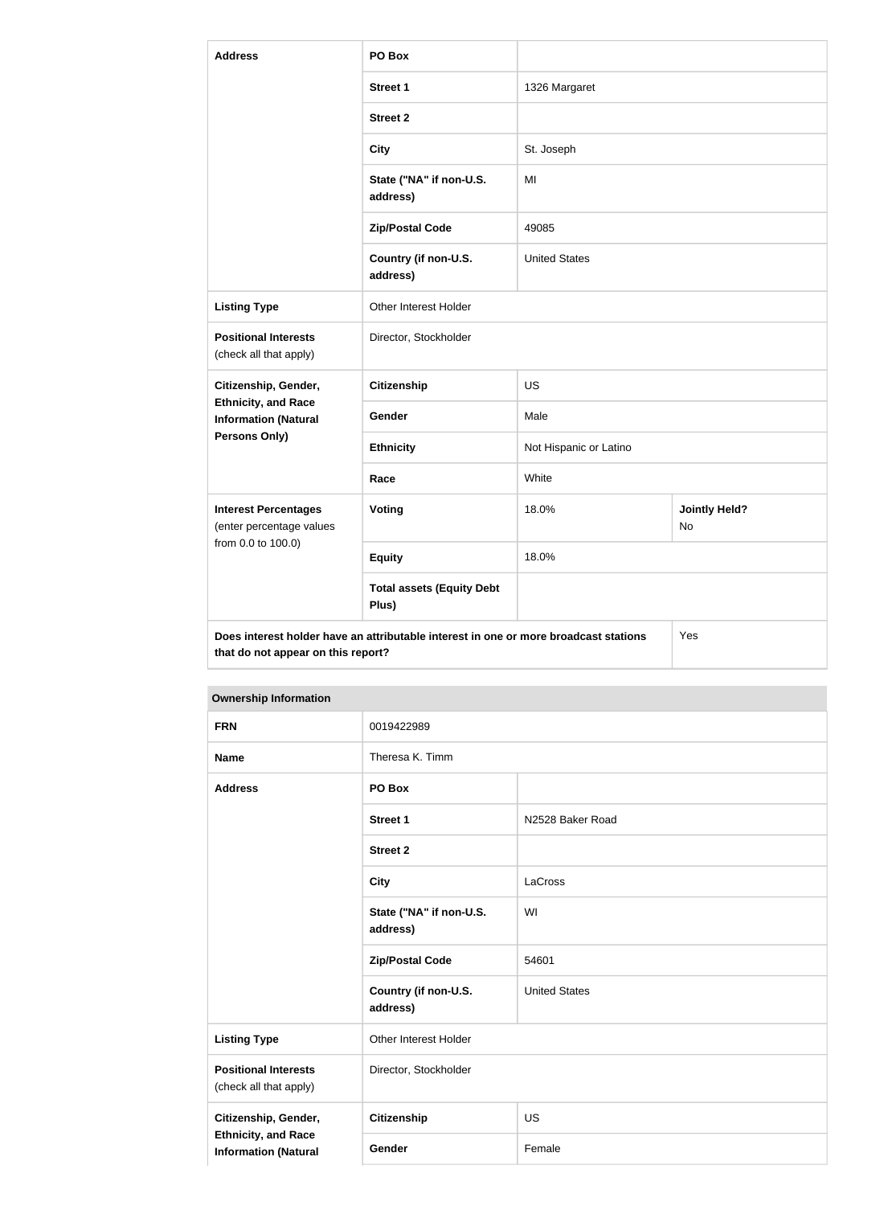| Address | PO Box | | |
|---|---|---|---|
| | Street 1 | 1326 Margaret | |
| | Street 2 | | |
| | City | St. Joseph | |
| | State ("NA" if non-U.S. address) | MI | |
| | Zip/Postal Code | 49085 | |
| | Country (if non-U.S. address) | United States | |
| Listing Type | Other Interest Holder | | |
| Positional Interests (check all that apply) | Director, Stockholder | | |
| Citizenship, Gender, Ethnicity, and Race Information (Natural Persons Only) | Citizenship | US | |
| | Gender | Male | |
| | Ethnicity | Not Hispanic or Latino | |
| | Race | White | |
| Interest Percentages (enter percentage values from 0.0 to 100.0) | Voting | 18.0% | Jointly Held? No |
| | Equity | 18.0% | |
| | Total assets (Equity Debt Plus) | | |
| Does interest holder have an attributable interest in one or more broadcast stations that do not appear on this report? | | | Yes |

| Ownership Information | | |
|---|---|---|
| FRN | 0019422989 | |
| Name | Theresa K. Timm | |
| Address | PO Box | |
| | Street 1 | N2528 Baker Road |
| | Street 2 | |
| | City | LaCross |
| | State ("NA" if non-U.S. address) | WI |
| | Zip/Postal Code | 54601 |
| | Country (if non-U.S. address) | United States |
| Listing Type | Other Interest Holder | |
| Positional Interests (check all that apply) | Director, Stockholder | |
| Citizenship, Gender, Ethnicity, and Race Information (Natural | Citizenship | US |
| | Gender | Female |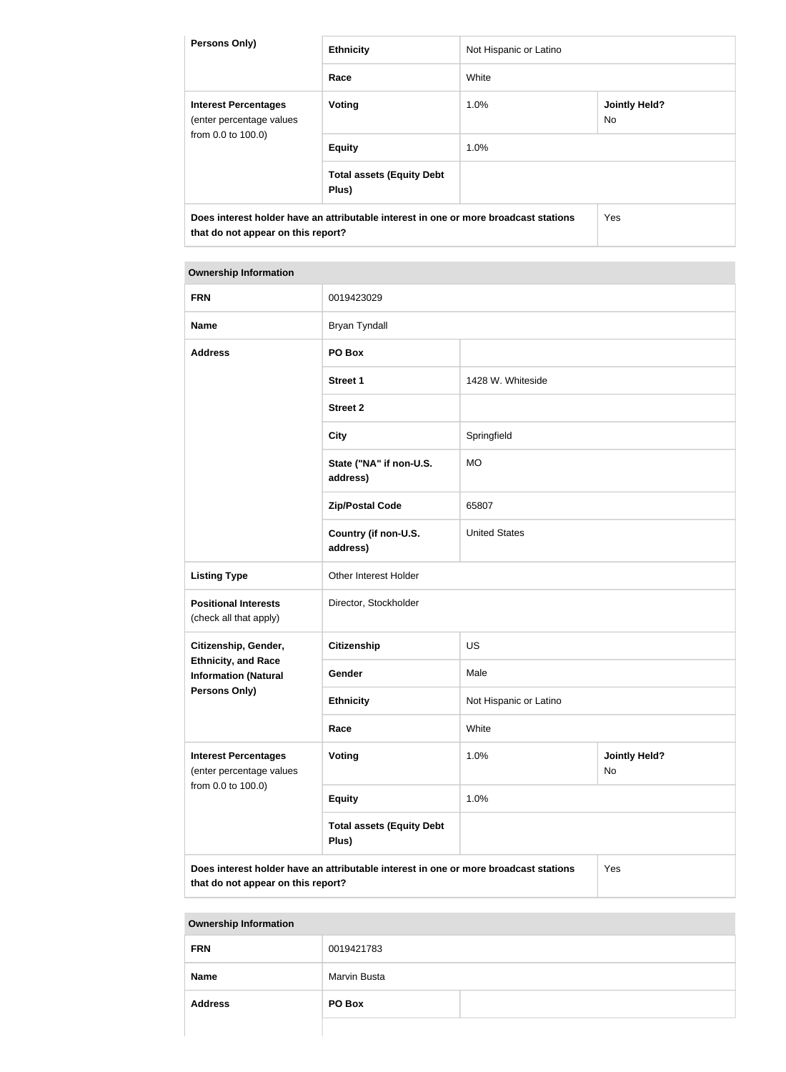| Persons Only) | Ethnicity | Not Hispanic or Latino | |
|---|---|---|---|
| | Race | White | |
| **Interest Percentages** (enter percentage values from 0.0 to 100.0) | **Voting** | 1.0% | **Jointly Held?** No |
| | **Equity** | 1.0% | |
| | **Total assets (Equity Debt Plus)** | | |
| **Does interest holder have an attributable interest in one or more broadcast stations that do not appear on this report?** | | | Yes |

| Ownership Information | | | |
|---|---|---|---|
| **FRN** | 0019423029 | | |
| **Name** | Bryan Tyndall | | |
| **Address** | **PO Box** | | |
| | **Street 1** | 1428 W. Whiteside | |
| | **Street 2** | | |
| | **City** | Springfield | |
| | **State ("NA" if non-U.S. address)** | MO | |
| | **Zip/Postal Code** | 65807 | |
| | **Country (if non-U.S. address)** | United States | |
| **Listing Type** | Other Interest Holder | | |
| **Positional Interests** (check all that apply) | Director, Stockholder | | |
| **Citizenship, Gender, Ethnicity, and Race Information (Natural Persons Only)** | **Citizenship** | US | |
| | **Gender** | Male | |
| | **Ethnicity** | Not Hispanic or Latino | |
| | **Race** | White | |
| **Interest Percentages** (enter percentage values from 0.0 to 100.0) | **Voting** | 1.0% | **Jointly Held?** No |
| | **Equity** | 1.0% | |
| | **Total assets (Equity Debt Plus)** | | |
| **Does interest holder have an attributable interest in one or more broadcast stations that do not appear on this report?** | | | Yes |

| Ownership Information | | |
|---|---|---|
| **FRN** | 0019421783 | |
| **Name** | Marvin Busta | |
| **Address** | **PO Box** | |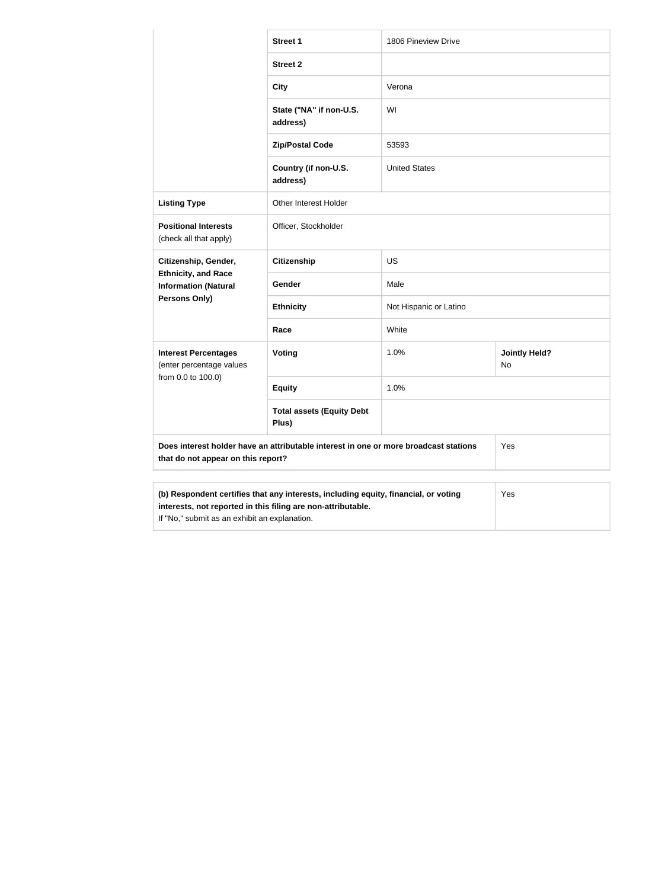| | | | |
|---|---|---|---|
| | **Street 1** | 1806 Pineview Drive | |
| | **Street 2** | | |
| | **City** | Verona | |
| | **State ("NA" if non-U.S. address)** | WI | |
| | **Zip/Postal Code** | 53593 | |
| | **Country (if non-U.S. address)** | United States | |
| **Listing Type** | Other Interest Holder | | |
| **Positional Interests** (check all that apply) | Officer, Stockholder | | |
| **Citizenship, Gender, Ethnicity, and Race Information (Natural Persons Only)** | **Citizenship** | US | |
| | **Gender** | Male | |
| | **Ethnicity** | Not Hispanic or Latino | |
| | **Race** | White | |
| **Interest Percentages** (enter percentage values from 0.0 to 100.0) | **Voting** | 1.0% | **Jointly Held?** No |
| | **Equity** | 1.0% | |
| | **Total assets (Equity Debt Plus)** | | |
| **Does interest holder have an attributable interest in one or more broadcast stations that do not appear on this report?** | | | Yes |

| | |
|---|---|
| **(b) Respondent certifies that any interests, including equity, financial, or voting interests, not reported in this filing are non-attributable.** If "No," submit as an exhibit an explanation. | Yes |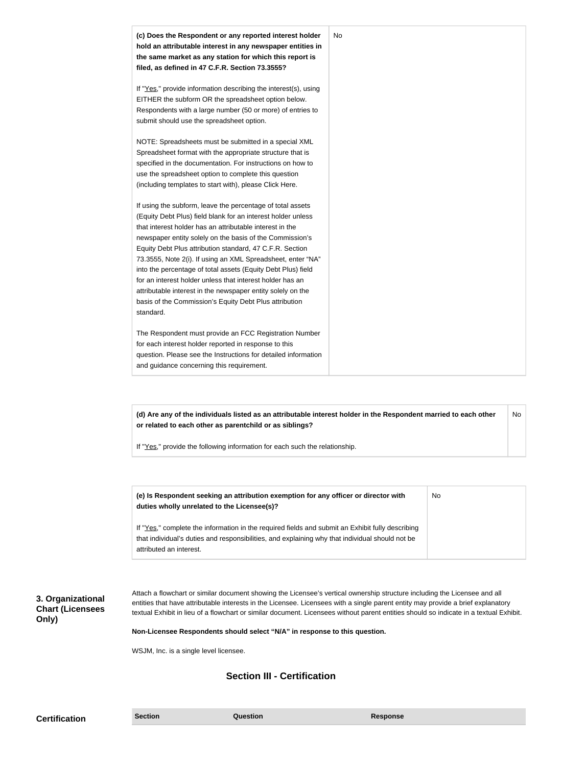| | |
|---|---|
| **(c) Does the Respondent or any reported interest holder hold an attributable interest in any newspaper entities in the same market as any station for which this report is filed, as defined in 47 C.F.R. Section 73.3555?**<br><br>If "Yes," provide information describing the interest(s), using EITHER the subform OR the spreadsheet option below. Respondents with a large number (50 or more) of entries to submit should use the spreadsheet option.<br><br>NOTE: Spreadsheets must be submitted in a special XML Spreadsheet format with the appropriate structure that is specified in the documentation. For instructions on how to use the spreadsheet option to complete this question (including templates to start with), please Click Here.<br><br>If using the subform, leave the percentage of total assets (Equity Debt Plus) field blank for an interest holder unless that interest holder has an attributable interest in the newspaper entity solely on the basis of the Commission's Equity Debt Plus attribution standard, 47 C.F.R. Section 73.3555, Note 2(i). If using an XML Spreadsheet, enter "NA" into the percentage of total assets (Equity Debt Plus) field for an interest holder unless that interest holder has an attributable interest in the newspaper entity solely on the basis of the Commission's Equity Debt Plus attribution standard.<br><br>The Respondent must provide an FCC Registration Number for each interest holder reported in response to this question. Please see the Instructions for detailed information and guidance concerning this requirement. | No |

| | |
|---|---|
| **(d) Are any of the individuals listed as an attributable interest holder in the Respondent married to each other or related to each other as parentchild or as siblings?**<br><br>If "Yes," provide the following information for each such the relationship. | No |

| | |
|---|---|
| **(e) Is Respondent seeking an attribution exemption for any officer or director with duties wholly unrelated to the Licensee(s)?**<br><br>If "Yes," complete the information in the required fields and submit an Exhibit fully describing that individual's duties and responsibilities, and explaining why that individual should not be attributed an interest. | No |

**3. Organizational Chart (Licensees Only)**

Attach a flowchart or similar document showing the Licensee's vertical ownership structure including the Licensee and all entities that have attributable interests in the Licensee. Licensees with a single parent entity may provide a brief explanatory textual Exhibit in lieu of a flowchart or similar document. Licensees without parent entities should so indicate in a textual Exhibit.

**Non-Licensee Respondents should select "N/A" in response to this question.**

WSJM, Inc. is a single level licensee.

## Section III - Certification

**Certification**

| Section | Question | Response |
|---|---|---|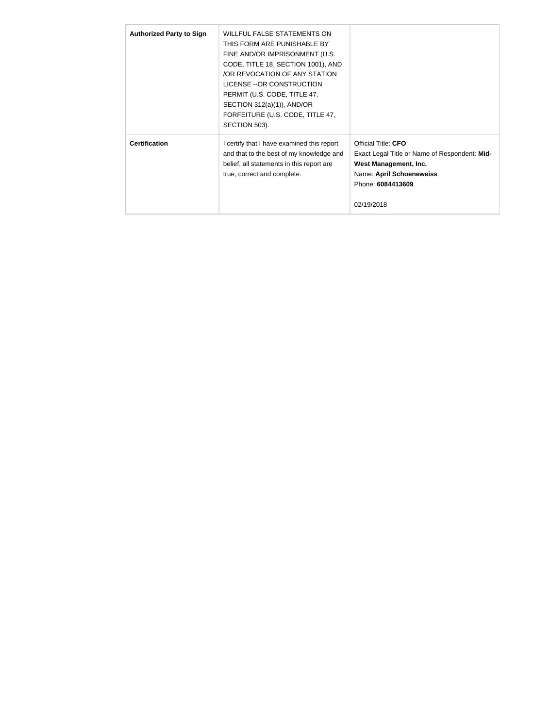| | | |
|---|---|---|
| **Authorized Party to Sign** | WILLFUL FALSE STATEMENTS ON THIS FORM ARE PUNISHABLE BY FINE AND/OR IMPRISONMENT (U.S. CODE, TITLE 18, SECTION 1001), AND /OR REVOCATION OF ANY STATION LICENSE --OR CONSTRUCTION PERMIT (U.S. CODE, TITLE 47, SECTION 312(a)(1)), AND/OR FORFEITURE (U.S. CODE, TITLE 47, SECTION 503). | |
| **Certification** | I certify that I have examined this report and that to the best of my knowledge and belief, all statements in this report are true, correct and complete. | Official Title: **CFO**<br>Exact Legal Title or Name of Respondent: **Mid-West Management, Inc.**<br>Name: **April Schoeneweiss**<br>Phone: **6084413609**<br><br>02/19/2018 |